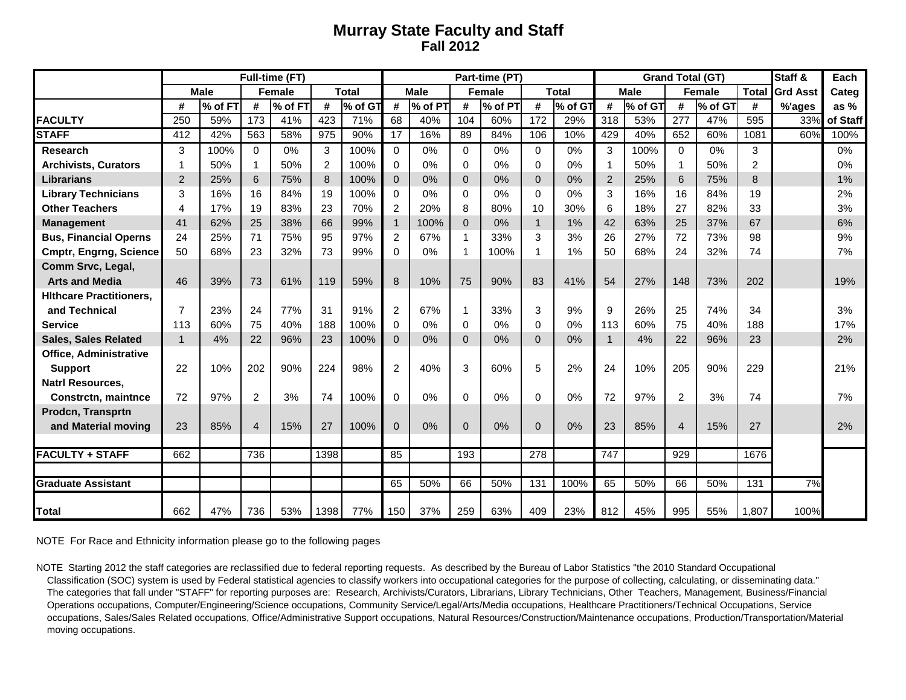# Murray State Faculty and Staff
## Fall 2012

| | Full-time (FT) | | | | | | Part-time (PT) | | | | | | Grand Total (GT) | | | | | Staff & | Each |
|---|---|---|---|---|---|---|---|---|---|---|---|---|---|---|---|---|---|---|---|
| | Male | | Female | | Total | | Male | | Female | | Total | | Male | | Female | | Total | Grd Asst | Categ |
| | # | % of FT | # | % of FT | # | % of GT | # | % of PT | # | % of PT | # | % of GT | # | % of GT | # | % of GT | # | %'ages | as % |
| **FACULTY** | 250 | 59% | 173 | 41% | 423 | 71% | 68 | 40% | 104 | 60% | 172 | 29% | 318 | 53% | 277 | 47% | 595 | 33% | of Staff |
| **STAFF** | 412 | 42% | 563 | 58% | 975 | 90% | 17 | 16% | 89 | 84% | 106 | 10% | 429 | 40% | 652 | 60% | 1081 | 60% | 100% |
| **Research** | 3 | 100% | 0 | 0% | 3 | 100% | 0 | 0% | 0 | 0% | 0 | 0% | 3 | 100% | 0 | 0% | 3 | | 0% |
| **Archivists, Curators** | 1 | 50% | 1 | 50% | 2 | 100% | 0 | 0% | 0 | 0% | 0 | 0% | 1 | 50% | 1 | 50% | 2 | | 0% |
| **Librarians** | 2 | 25% | 6 | 75% | 8 | 100% | 0 | 0% | 0 | 0% | 0 | 0% | 2 | 25% | 6 | 75% | 8 | | 1% |
| **Library Technicians** | 3 | 16% | 16 | 84% | 19 | 100% | 0 | 0% | 0 | 0% | 0 | 0% | 3 | 16% | 16 | 84% | 19 | | 2% |
| **Other Teachers** | 4 | 17% | 19 | 83% | 23 | 70% | 2 | 20% | 8 | 80% | 10 | 30% | 6 | 18% | 27 | 82% | 33 | | 3% |
| **Management** | 41 | 62% | 25 | 38% | 66 | 99% | 1 | 100% | 0 | 0% | 1 | 1% | 42 | 63% | 25 | 37% | 67 | | 6% |
| **Bus, Financial Operns** | 24 | 25% | 71 | 75% | 95 | 97% | 2 | 67% | 1 | 33% | 3 | 3% | 26 | 27% | 72 | 73% | 98 | | 9% |
| **Cmptr, Engrng, Science** | 50 | 68% | 23 | 32% | 73 | 99% | 0 | 0% | 1 | 100% | 1 | 1% | 50 | 68% | 24 | 32% | 74 | | 7% |
| **Comm Srvc, Legal, Arts and Media** | 46 | 39% | 73 | 61% | 119 | 59% | 8 | 10% | 75 | 90% | 83 | 41% | 54 | 27% | 148 | 73% | 202 | | 19% |
| **Hlthcare Practitioners, and Technical** | 7 | 23% | 24 | 77% | 31 | 91% | 2 | 67% | 1 | 33% | 3 | 9% | 9 | 26% | 25 | 74% | 34 | | 3% |
| **Service** | 113 | 60% | 75 | 40% | 188 | 100% | 0 | 0% | 0 | 0% | 0 | 0% | 113 | 60% | 75 | 40% | 188 | | 17% |
| **Sales, Sales Related** | 1 | 4% | 22 | 96% | 23 | 100% | 0 | 0% | 0 | 0% | 0 | 0% | 1 | 4% | 22 | 96% | 23 | | 2% |
| **Office, Administrative Support** | 22 | 10% | 202 | 90% | 224 | 98% | 2 | 40% | 3 | 60% | 5 | 2% | 24 | 10% | 205 | 90% | 229 | | 21% |
| **Natrl Resources, Constrctn, maintnce** | 72 | 97% | 2 | 3% | 74 | 100% | 0 | 0% | 0 | 0% | 0 | 0% | 72 | 97% | 2 | 3% | 74 | | 7% |
| **Prodcn, Transprtn and Material moving** | 23 | 85% | 4 | 15% | 27 | 100% | 0 | 0% | 0 | 0% | 0 | 0% | 23 | 85% | 4 | 15% | 27 | | 2% |
| **FACULTY + STAFF** | 662 | | 736 | | 1398 | | 85 | | 193 | | 278 | | 747 | | 929 | | 1676 | | |
| **Graduate Assistant** | | | | | | | 65 | 50% | 66 | 50% | 131 | 100% | 65 | 50% | 66 | 50% | 131 | 7% | |
| **Total** | 662 | 47% | 736 | 53% | 1398 | 77% | 150 | 37% | 259 | 63% | 409 | 23% | 812 | 45% | 995 | 55% | 1,807 | 100% | |

NOTE For Race and Ethnicity information please go to the following pages

NOTE Starting 2012 the staff categories are reclassified due to federal reporting requests. As described by the Bureau of Labor Statistics "the 2010 Standard Occupational Classification (SOC) system is used by Federal statistical agencies to classify workers into occupational categories for the purpose of collecting, calculating, or disseminating data." The categories that fall under "STAFF" for reporting purposes are: Research, Archivists/Curators, Librarians, Library Technicians, Other Teachers, Management, Business/Financial Operations occupations, Computer/Engineering/Science occupations, Community Service/Legal/Arts/Media occupations, Healthcare Practitioners/Technical Occupations, Service occupations, Sales/Sales Related occupations, Office/Administrative Support occupations, Natural Resources/Construction/Maintenance occupations, Production/Transportation/Material moving occupations.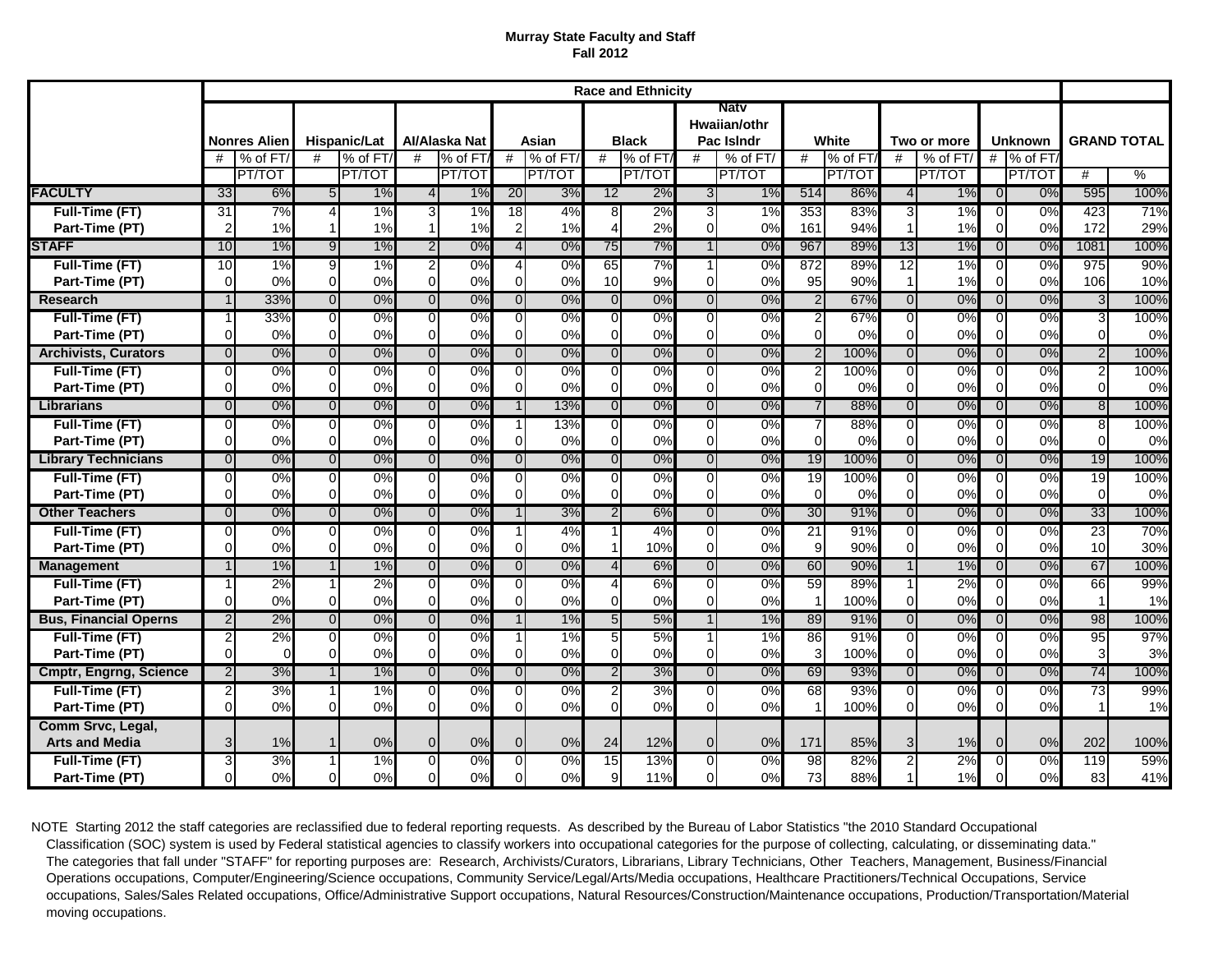**Murray State Faculty and Staff**
**Fall 2012**

| | Race and Ethnicity | | | | | | | | | | | | | | | | | | GRAND TOTAL | |
|---|---|---|---|---|---|---|---|---|---|---|---|---|---|---|---|---|---|---|---|---|
| | Nonres Alien | | Hispanic/Lat | | AI/Alaska Nat | | Asian | | Black | | Natv Hwaiian/othr Pac Islndr | | White | | Two or more | | Unknown | | | |
| | # | % of FT/ PT/TOT | # | % of FT/ PT/TOT | # | % of FT/ PT/TOT | # | % of FT/ PT/TOT | # | % of FT/ PT/TOT | # | % of FT/ PT/TOT | # | % of FT/ PT/TOT | # | % of FT/ PT/TOT | # | % of FT/ PT/TOT | # | % |
| **FACULTY** | 33 | 6% | 5 | 1% | 4 | 1% | 20 | 3% | 12 | 2% | 3 | 1% | 514 | 86% | 4 | 1% | 0 | 0% | 595 | 100% |
| **Full-Time (FT)** | 31 | 7% | 4 | 1% | 3 | 1% | 18 | 4% | 8 | 2% | 3 | 1% | 353 | 83% | 3 | 1% | 0 | 0% | 423 | 71% |
| **Part-Time (PT)** | 2 | 1% | 1 | 1% | 1 | 1% | 2 | 1% | 4 | 2% | 0 | 0% | 161 | 94% | 1 | 1% | 0 | 0% | 172 | 29% |
| **STAFF** | 10 | 1% | 9 | 1% | 2 | 0% | 4 | 0% | 75 | 7% | 1 | 0% | 967 | 89% | 13 | 1% | 0 | 0% | 1081 | 100% |
| **Full-Time (FT)** | 10 | 1% | 9 | 1% | 2 | 0% | 4 | 0% | 65 | 7% | 1 | 0% | 872 | 89% | 12 | 1% | 0 | 0% | 975 | 90% |
| **Part-Time (PT)** | 0 | 0% | 0 | 0% | 0 | 0% | 0 | 0% | 10 | 9% | 0 | 0% | 95 | 90% | 1 | 1% | 0 | 0% | 106 | 10% |
| **Research** | 1 | 33% | 0 | 0% | 0 | 0% | 0 | 0% | 0 | 0% | 0 | 0% | 2 | 67% | 0 | 0% | 0 | 0% | 3 | 100% |
| **Full-Time (FT)** | 1 | 33% | 0 | 0% | 0 | 0% | 0 | 0% | 0 | 0% | 0 | 0% | 2 | 67% | 0 | 0% | 0 | 0% | 3 | 100% |
| **Part-Time (PT)** | 0 | 0% | 0 | 0% | 0 | 0% | 0 | 0% | 0 | 0% | 0 | 0% | 0 | 0% | 0 | 0% | 0 | 0% | 0 | 0% |
| **Archivists, Curators** | 0 | 0% | 0 | 0% | 0 | 0% | 0 | 0% | 0 | 0% | 0 | 0% | 2 | 100% | 0 | 0% | 0 | 0% | 2 | 100% |
| **Full-Time (FT)** | 0 | 0% | 0 | 0% | 0 | 0% | 0 | 0% | 0 | 0% | 0 | 0% | 2 | 100% | 0 | 0% | 0 | 0% | 2 | 100% |
| **Part-Time (PT)** | 0 | 0% | 0 | 0% | 0 | 0% | 0 | 0% | 0 | 0% | 0 | 0% | 0 | 0% | 0 | 0% | 0 | 0% | 0 | 0% |
| **Librarians** | 0 | 0% | 0 | 0% | 0 | 0% | 1 | 13% | 0 | 0% | 0 | 0% | 7 | 88% | 0 | 0% | 0 | 0% | 8 | 100% |
| **Full-Time (FT)** | 0 | 0% | 0 | 0% | 0 | 0% | 1 | 13% | 0 | 0% | 0 | 0% | 7 | 88% | 0 | 0% | 0 | 0% | 8 | 100% |
| **Part-Time (PT)** | 0 | 0% | 0 | 0% | 0 | 0% | 0 | 0% | 0 | 0% | 0 | 0% | 0 | 0% | 0 | 0% | 0 | 0% | 0 | 0% |
| **Library Technicians** | 0 | 0% | 0 | 0% | 0 | 0% | 0 | 0% | 0 | 0% | 0 | 0% | 19 | 100% | 0 | 0% | 0 | 0% | 19 | 100% |
| **Full-Time (FT)** | 0 | 0% | 0 | 0% | 0 | 0% | 0 | 0% | 0 | 0% | 0 | 0% | 19 | 100% | 0 | 0% | 0 | 0% | 19 | 100% |
| **Part-Time (PT)** | 0 | 0% | 0 | 0% | 0 | 0% | 0 | 0% | 0 | 0% | 0 | 0% | 0 | 0% | 0 | 0% | 0 | 0% | 0 | 0% |
| **Other Teachers** | 0 | 0% | 0 | 0% | 0 | 0% | 1 | 3% | 2 | 6% | 0 | 0% | 30 | 91% | 0 | 0% | 0 | 0% | 33 | 100% |
| **Full-Time (FT)** | 0 | 0% | 0 | 0% | 0 | 0% | 1 | 4% | 1 | 4% | 0 | 0% | 21 | 91% | 0 | 0% | 0 | 0% | 23 | 70% |
| **Part-Time (PT)** | 0 | 0% | 0 | 0% | 0 | 0% | 0 | 0% | 1 | 10% | 0 | 0% | 9 | 90% | 0 | 0% | 0 | 0% | 10 | 30% |
| **Management** | 1 | 1% | 1 | 1% | 0 | 0% | 0 | 0% | 4 | 6% | 0 | 0% | 60 | 90% | 1 | 1% | 0 | 0% | 67 | 100% |
| **Full-Time (FT)** | 1 | 2% | 1 | 2% | 0 | 0% | 0 | 0% | 4 | 6% | 0 | 0% | 59 | 89% | 1 | 2% | 0 | 0% | 66 | 99% |
| **Part-Time (PT)** | 0 | 0% | 0 | 0% | 0 | 0% | 0 | 0% | 0 | 0% | 0 | 0% | 1 | 100% | 0 | 0% | 0 | 0% | 1 | 1% |
| **Bus, Financial Operns** | 2 | 2% | 0 | 0% | 0 | 0% | 1 | 1% | 5 | 5% | 1 | 1% | 89 | 91% | 0 | 0% | 0 | 0% | 98 | 100% |
| **Full-Time (FT)** | 2 | 2% | 0 | 0% | 0 | 0% | 1 | 1% | 5 | 5% | 1 | 1% | 86 | 91% | 0 | 0% | 0 | 0% | 95 | 97% |
| **Part-Time (PT)** | 0 | 0 | 0 | 0% | 0 | 0% | 0 | 0% | 0 | 0% | 0 | 0% | 3 | 100% | 0 | 0% | 0 | 0% | 3 | 3% |
| **Cmptr, Engrng, Science** | 2 | 3% | 1 | 1% | 0 | 0% | 0 | 0% | 2 | 3% | 0 | 0% | 69 | 93% | 0 | 0% | 0 | 0% | 74 | 100% |
| **Full-Time (FT)** | 2 | 3% | 1 | 1% | 0 | 0% | 0 | 0% | 2 | 3% | 0 | 0% | 68 | 93% | 0 | 0% | 0 | 0% | 73 | 99% |
| **Part-Time (PT)** | 0 | 0% | 0 | 0% | 0 | 0% | 0 | 0% | 0 | 0% | 0 | 0% | 1 | 100% | 0 | 0% | 0 | 0% | 1 | 1% |
| **Comm Srvc, Legal, Arts and Media** | 3 | 1% | 1 | 0% | 0 | 0% | 0 | 0% | 24 | 12% | 0 | 0% | 171 | 85% | 3 | 1% | 0 | 0% | 202 | 100% |
| **Full-Time (FT)** | 3 | 3% | 1 | 1% | 0 | 0% | 0 | 0% | 15 | 13% | 0 | 0% | 98 | 82% | 2 | 2% | 0 | 0% | 119 | 59% |
| **Part-Time (PT)** | 0 | 0% | 0 | 0% | 0 | 0% | 0 | 0% | 9 | 11% | 0 | 0% | 73 | 88% | 1 | 1% | 0 | 0% | 83 | 41% |

NOTE Starting 2012 the staff categories are reclassified due to federal reporting requests. As described by the Bureau of Labor Statistics "the 2010 Standard Occupational Classification (SOC) system is used by Federal statistical agencies to classify workers into occupational categories for the purpose of collecting, calculating, or disseminating data." The categories that fall under "STAFF" for reporting purposes are: Research, Archivists/Curators, Librarians, Library Technicians, Other Teachers, Management, Business/Financial Operations occupations, Computer/Engineering/Science occupations, Community Service/Legal/Arts/Media occupations, Healthcare Practitioners/Technical Occupations, Service occupations, Sales/Sales Related occupations, Office/Administrative Support occupations, Natural Resources/Construction/Maintenance occupations, Production/Transportation/Material moving occupations.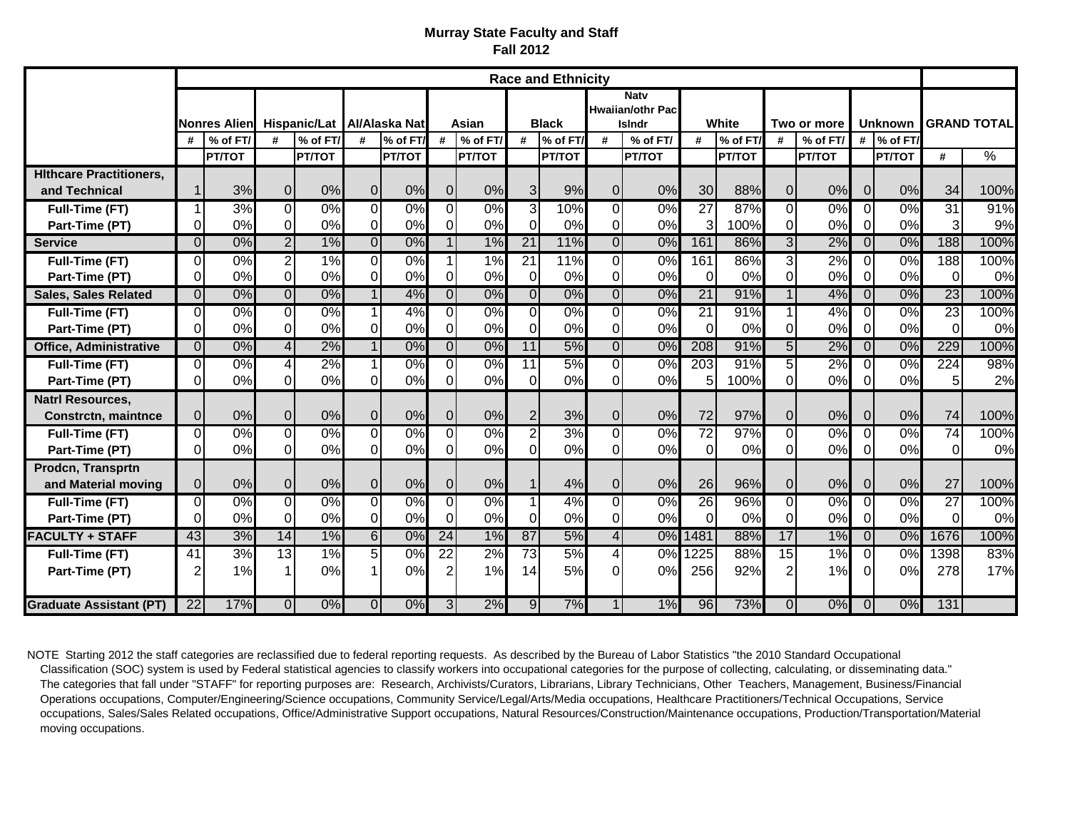**Murray State Faculty and Staff**
**Fall 2012**

| | Race and Ethnicity | | | | | | | | | | | | | | | | | | | |
|---|---|---|---|---|---|---|---|---|---|---|---|---|---|---|---|---|---|---|---|---|
| | Nonres Alien | | Hispanic/Lat | | AI/Alaska Nat | | Asian | | Black | | Natv Hwaiian/othr Pac Islndr | | White | | Two or more | | Unknown | | GRAND TOTAL | |
| | # | % of FT/ PT/TOT | # | % of FT/ PT/TOT | # | % of FT/ PT/TOT | # | % of FT/ PT/TOT | # | % of FT/ PT/TOT | # | % of FT/ PT/TOT | # | % of FT/ PT/TOT | # | % of FT/ PT/TOT | # | % of FT/ PT/TOT | # | % |
| **Hlthcare Practitioners, and Technical** | 1 | 3% | 0 | 0% | 0 | 0% | 0 | 0% | 3 | 9% | 0 | 0% | 30 | 88% | 0 | 0% | 0 | 0% | 34 | 100% |
| Full-Time (FT) | 1 | 3% | 0 | 0% | 0 | 0% | 0 | 0% | 3 | 10% | 0 | 0% | 27 | 87% | 0 | 0% | 0 | 0% | 31 | 91% |
| Part-Time (PT) | 0 | 0% | 0 | 0% | 0 | 0% | 0 | 0% | 0 | 0% | 0 | 0% | 3 | 100% | 0 | 0% | 0 | 0% | 3 | 9% |
| **Service** | 0 | 0% | 2 | 1% | 0 | 0% | 1 | 1% | 21 | 11% | 0 | 0% | 161 | 86% | 3 | 2% | 0 | 0% | 188 | 100% |
| Full-Time (FT) | 0 | 0% | 2 | 1% | 0 | 0% | 1 | 1% | 21 | 11% | 0 | 0% | 161 | 86% | 3 | 2% | 0 | 0% | 188 | 100% |
| Part-Time (PT) | 0 | 0% | 0 | 0% | 0 | 0% | 0 | 0% | 0 | 0% | 0 | 0% | 0 | 0% | 0 | 0% | 0 | 0% | 0 | 0% |
| **Sales, Sales Related** | 0 | 0% | 0 | 0% | 1 | 4% | 0 | 0% | 0 | 0% | 0 | 0% | 21 | 91% | 1 | 4% | 0 | 0% | 23 | 100% |
| Full-Time (FT) | 0 | 0% | 0 | 0% | 1 | 4% | 0 | 0% | 0 | 0% | 0 | 0% | 21 | 91% | 1 | 4% | 0 | 0% | 23 | 100% |
| Part-Time (PT) | 0 | 0% | 0 | 0% | 0 | 0% | 0 | 0% | 0 | 0% | 0 | 0% | 0 | 0% | 0 | 0% | 0 | 0% | 0 | 0% |
| **Office, Administrative** | 0 | 0% | 4 | 2% | 1 | 0% | 0 | 0% | 11 | 5% | 0 | 0% | 208 | 91% | 5 | 2% | 0 | 0% | 229 | 100% |
| Full-Time (FT) | 0 | 0% | 4 | 2% | 1 | 0% | 0 | 0% | 11 | 5% | 0 | 0% | 203 | 91% | 5 | 2% | 0 | 0% | 224 | 98% |
| Part-Time (PT) | 0 | 0% | 0 | 0% | 0 | 0% | 0 | 0% | 0 | 0% | 0 | 0% | 5 | 100% | 0 | 0% | 0 | 0% | 5 | 2% |
| **Natrl Resources, Constrctn, maintnce** | 0 | 0% | 0 | 0% | 0 | 0% | 0 | 0% | 2 | 3% | 0 | 0% | 72 | 97% | 0 | 0% | 0 | 0% | 74 | 100% |
| Full-Time (FT) | 0 | 0% | 0 | 0% | 0 | 0% | 0 | 0% | 2 | 3% | 0 | 0% | 72 | 97% | 0 | 0% | 0 | 0% | 74 | 100% |
| Part-Time (PT) | 0 | 0% | 0 | 0% | 0 | 0% | 0 | 0% | 0 | 0% | 0 | 0% | 0 | 0% | 0 | 0% | 0 | 0% | 0 | 0% |
| **Prodcn, Transprtn and Material moving** | 0 | 0% | 0 | 0% | 0 | 0% | 0 | 0% | 1 | 4% | 0 | 0% | 26 | 96% | 0 | 0% | 0 | 0% | 27 | 100% |
| Full-Time (FT) | 0 | 0% | 0 | 0% | 0 | 0% | 0 | 0% | 1 | 4% | 0 | 0% | 26 | 96% | 0 | 0% | 0 | 0% | 27 | 100% |
| Part-Time (PT) | 0 | 0% | 0 | 0% | 0 | 0% | 0 | 0% | 0 | 0% | 0 | 0% | 0 | 0% | 0 | 0% | 0 | 0% | 0 | 0% |
| **FACULTY + STAFF** | 43 | 3% | 14 | 1% | 6 | 0% | 24 | 1% | 87 | 5% | 4 | 0% | 1481 | 88% | 17 | 1% | 0 | 0% | 1676 | 100% |
| Full-Time (FT) | 41 | 3% | 13 | 1% | 5 | 0% | 22 | 2% | 73 | 5% | 4 | 0% | 1225 | 88% | 15 | 1% | 0 | 0% | 1398 | 83% |
| Part-Time (PT) | 2 | 1% | 1 | 0% | 1 | 0% | 2 | 1% | 14 | 5% | 0 | 0% | 256 | 92% | 2 | 1% | 0 | 0% | 278 | 17% |
| **Graduate Assistant (PT)** | 22 | 17% | 0 | 0% | 0 | 0% | 3 | 2% | 9 | 7% | 1 | 1% | 96 | 73% | 0 | 0% | 0 | 0% | 131 | |

NOTE Starting 2012 the staff categories are reclassified due to federal reporting requests. As described by the Bureau of Labor Statistics "the 2010 Standard Occupational Classification (SOC) system is used by Federal statistical agencies to classify workers into occupational categories for the purpose of collecting, calculating, or disseminating data." The categories that fall under "STAFF" for reporting purposes are: Research, Archivists/Curators, Librarians, Library Technicians, Other Teachers, Management, Business/Financial Operations occupations, Computer/Engineering/Science occupations, Community Service/Legal/Arts/Media occupations, Healthcare Practitioners/Technical Occupations, Service occupations, Sales/Sales Related occupations, Office/Administrative Support occupations, Natural Resources/Construction/Maintenance occupations, Production/Transportation/Material moving occupations.